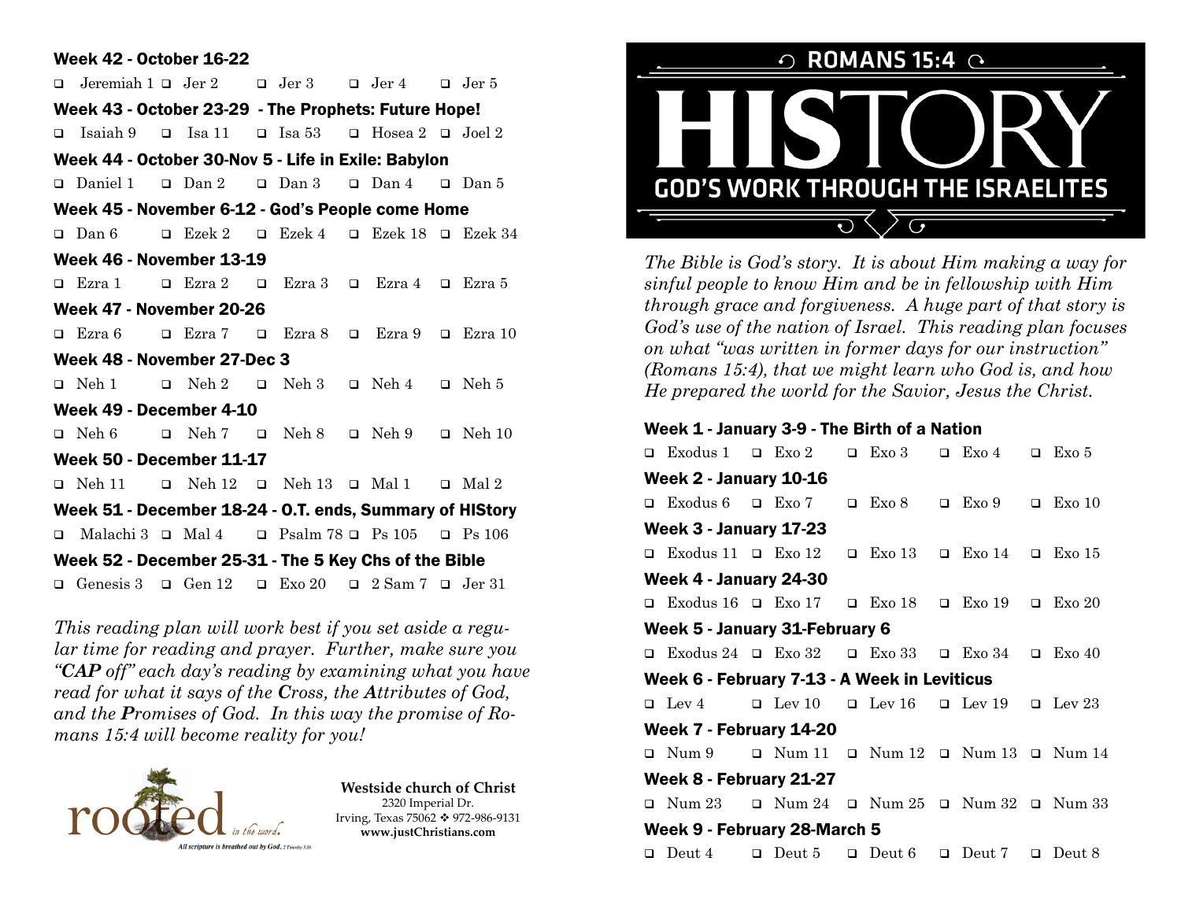## Week 42 - October 16-22

- ❑ Jeremiah 1 ❑ Jer 2 ❑ Jer 3 ❑ Jer 4 ❑ Jer 5

## Week 43 - October 23-29 - The Prophets: Future Hope!

- ❑ Isaiah 9 ❑ Isa 11 ❑ Isa 53 ❑ Hosea 2 ❑ Joel 2

## Week 44 - October 30-Nov 5 - Life in Exile: Babylon

- ❑ Daniel 1 ❑ Dan 2 ❑ Dan 3 ❑ Dan 4 ❑ Dan 5

## Week 45 - November 6-12 - God's People come Home

- ❑ Dan 6 ❑ Ezek 2 ❑ Ezek 4 ❑ Ezek 18 ❑ Ezek 34

## Week 46 - November 13-19

- ❑ Ezra 1 ❑ Ezra 2 ❑ Ezra 3 ❑ Ezra 4 ❑ Ezra 5

## Week 47 - November 20-26

- ❑ Ezra 6 ❑ Ezra 7 ❑ Ezra 8 ❑ Ezra 9 ❑ Ezra 10

## Week 48 - November 27-Dec 3

- ❑ Neh 1 ❑ Neh 2 ❑ Neh 3 ❑ Neh 4 ❑ Neh 5

## Week 49 - December 4-10

- ❑ Neh 6 ❑ Neh 7 ❑ Neh 8 ❑ Neh 9 ❑ Neh 10

## Week 50 - December 11-17

- ❑ Neh 11 ❑ Neh 12 ❑ Neh 13 ❑ Mal 1 ❑ Mal 2

## Week 51 - December 18-24 - O.T. ends, Summary of HIStory

- ❑ Malachi 3 ❑ Mal 4 ❑ Psalm 78 ❑ Ps 105 ❑ Ps 106

## Week 52 - December 25-31 - The 5 Key Chs of the Bible

- ❑ Genesis 3 ❑ Gen 12 ❑ Exo 20 ❑ 2 Sam 7 ❑ Jer 31

*This reading plan will work best if you set aside a regular time for reading and prayer. Further, make sure you "**CAP** off" each day's reading by examining what you have read for what it says of the **C**ross, the **A**ttributes of God, and the **P**romises of God. In this way the promise of Romans 15:4 will become reality for you!*

rooted in the word.
All scripture is breathed out by God. 2 Timothy 3:16

**Westside church of Christ**
2320 Imperial Dr.
Irving, Texas 75062 ❖ 972-986-9131
**www.justChristians.com**

# ROMANS 15:4

# HIStory

## GOD'S WORK THROUGH THE ISRAELITES

*The Bible is God's story. It is about Him making a way for sinful people to know Him and be in fellowship with Him through grace and forgiveness. A huge part of that story is God's use of the nation of Israel. This reading plan focuses on what "was written in former days for our instruction" (Romans 15:4), that we might learn who God is, and how He prepared the world for the Savior, Jesus the Christ.*

## Week 1 - January 3-9 - The Birth of a Nation

- ❑ Exodus 1 ❑ Exo 2 ❑ Exo 3 ❑ Exo 4 ❑ Exo 5

## Week 2 - January 10-16

- ❑ Exodus 6 ❑ Exo 7 ❑ Exo 8 ❑ Exo 9 ❑ Exo 10

## Week 3 - January 17-23

- ❑ Exodus 11 ❑ Exo 12 ❑ Exo 13 ❑ Exo 14 ❑ Exo 15

## Week 4 - January 24-30

- ❑ Exodus 16 ❑ Exo 17 ❑ Exo 18 ❑ Exo 19 ❑ Exo 20

## Week 5 - January 31-February 6

- ❑ Exodus 24 ❑ Exo 32 ❑ Exo 33 ❑ Exo 34 ❑ Exo 40

## Week 6 - February 7-13 - A Week in Leviticus

- ❑ Lev 4 ❑ Lev 10 ❑ Lev 16 ❑ Lev 19 ❑ Lev 23

## Week 7 - February 14-20

- ❑ Num 9 ❑ Num 11 ❑ Num 12 ❑ Num 13 ❑ Num 14

## Week 8 - February 21-27

- ❑ Num 23 ❑ Num 24 ❑ Num 25 ❑ Num 32 ❑ Num 33

## Week 9 - February 28-March 5

- ❑ Deut 4 ❑ Deut 5 ❑ Deut 6 ❑ Deut 7 ❑ Deut 8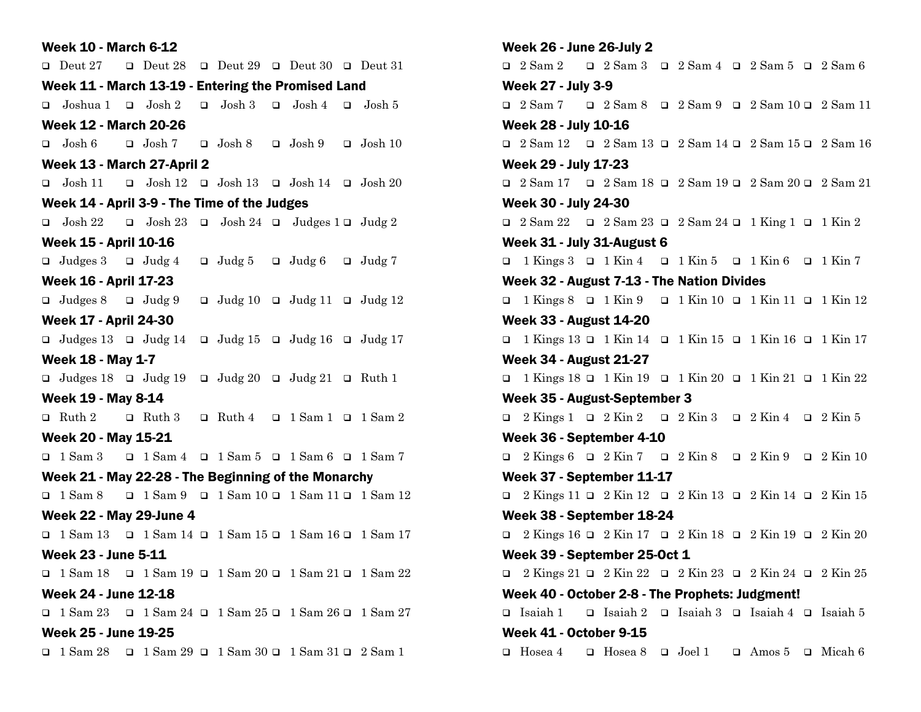**Week 10 - March 6-12**

❑ Deut 27 ❑ Deut 28 ❑ Deut 29 ❑ Deut 30 ❑ Deut 31

**Week 11 - March 13-19 - Entering the Promised Land**

❑ Joshua 1 ❑ Josh 2 ❑ Josh 3 ❑ Josh 4 ❑ Josh 5

**Week 12 - March 20-26**

❑ Josh 6 ❑ Josh 7 ❑ Josh 8 ❑ Josh 9 ❑ Josh 10

**Week 13 - March 27-April 2**

❑ Josh 11 ❑ Josh 12 ❑ Josh 13 ❑ Josh 14 ❑ Josh 20

**Week 14 - April 3-9 - The Time of the Judges**

❑ Josh 22 ❑ Josh 23 ❑ Josh 24 ❑ Judges 1 ❑ Judg 2

**Week 15 - April 10-16**

❑ Judges 3 ❑ Judg 4 ❑ Judg 5 ❑ Judg 6 ❑ Judg 7

**Week 16 - April 17-23**

❑ Judges 8 ❑ Judg 9 ❑ Judg 10 ❑ Judg 11 ❑ Judg 12

**Week 17 - April 24-30**

❑ Judges 13 ❑ Judg 14 ❑ Judg 15 ❑ Judg 16 ❑ Judg 17

**Week 18 - May 1-7**

❑ Judges 18 ❑ Judg 19 ❑ Judg 20 ❑ Judg 21 ❑ Ruth 1

**Week 19 - May 8-14**

❑ Ruth 2 ❑ Ruth 3 ❑ Ruth 4 ❑ 1 Sam 1 ❑ 1 Sam 2

**Week 20 - May 15-21**

❑ 1 Sam 3 ❑ 1 Sam 4 ❑ 1 Sam 5 ❑ 1 Sam 6 ❑ 1 Sam 7

**Week 21 - May 22-28 - The Beginning of the Monarchy**

❑ 1 Sam 8 ❑ 1 Sam 9 ❑ 1 Sam 10 ❑ 1 Sam 11 ❑ 1 Sam 12

**Week 22 - May 29-June 4**

❑ 1 Sam 13 ❑ 1 Sam 14 ❑ 1 Sam 15 ❑ 1 Sam 16 ❑ 1 Sam 17

**Week 23 - June 5-11**

❑ 1 Sam 18 ❑ 1 Sam 19 ❑ 1 Sam 20 ❑ 1 Sam 21 ❑ 1 Sam 22

**Week 24 - June 12-18**

❑ 1 Sam 23 ❑ 1 Sam 24 ❑ 1 Sam 25 ❑ 1 Sam 26 ❑ 1 Sam 27

**Week 25 - June 19-25**

❑ 1 Sam 28 ❑ 1 Sam 29 ❑ 1 Sam 30 ❑ 1 Sam 31 ❑ 2 Sam 1

**Week 26 - June 26-July 2**

❑ 2 Sam 2 ❑ 2 Sam 3 ❑ 2 Sam 4 ❑ 2 Sam 5 ❑ 2 Sam 6

**Week 27 - July 3-9**

❑ 2 Sam 7 ❑ 2 Sam 8 ❑ 2 Sam 9 ❑ 2 Sam 10 ❑ 2 Sam 11

**Week 28 - July 10-16**

❑ 2 Sam 12 ❑ 2 Sam 13 ❑ 2 Sam 14 ❑ 2 Sam 15 ❑ 2 Sam 16

**Week 29 - July 17-23**

❑ 2 Sam 17 ❑ 2 Sam 18 ❑ 2 Sam 19 ❑ 2 Sam 20 ❑ 2 Sam 21

**Week 30 - July 24-30**

❑ 2 Sam 22 ❑ 2 Sam 23 ❑ 2 Sam 24 ❑ 1 King 1 ❑ 1 Kin 2

**Week 31 - July 31-August 6**

❑ 1 Kings 3 ❑ 1 Kin 4 ❑ 1 Kin 5 ❑ 1 Kin 6 ❑ 1 Kin 7

**Week 32 - August 7-13 - The Nation Divides**

❑ 1 Kings 8 ❑ 1 Kin 9 ❑ 1 Kin 10 ❑ 1 Kin 11 ❑ 1 Kin 12

**Week 33 - August 14-20**

❑ 1 Kings 13 ❑ 1 Kin 14 ❑ 1 Kin 15 ❑ 1 Kin 16 ❑ 1 Kin 17

**Week 34 - August 21-27**

❑ 1 Kings 18 ❑ 1 Kin 19 ❑ 1 Kin 20 ❑ 1 Kin 21 ❑ 1 Kin 22

**Week 35 - August-September 3**

❑ 2 Kings 1 ❑ 2 Kin 2 ❑ 2 Kin 3 ❑ 2 Kin 4 ❑ 2 Kin 5

**Week 36 - September 4-10**

❑ 2 Kings 6 ❑ 2 Kin 7 ❑ 2 Kin 8 ❑ 2 Kin 9 ❑ 2 Kin 10

**Week 37 - September 11-17**

❑ 2 Kings 11 ❑ 2 Kin 12 ❑ 2 Kin 13 ❑ 2 Kin 14 ❑ 2 Kin 15

**Week 38 - September 18-24**

❑ 2 Kings 16 ❑ 2 Kin 17 ❑ 2 Kin 18 ❑ 2 Kin 19 ❑ 2 Kin 20

**Week 39 - September 25-Oct 1**

❑ 2 Kings 21 ❑ 2 Kin 22 ❑ 2 Kin 23 ❑ 2 Kin 24 ❑ 2 Kin 25

**Week 40 - October 2-8 - The Prophets: Judgment!**

❑ Isaiah 1 ❑ Isaiah 2 ❑ Isaiah 3 ❑ Isaiah 4 ❑ Isaiah 5

**Week 41 - October 9-15**

❑ Hosea 4 ❑ Hosea 8 ❑ Joel 1 ❑ Amos 5 ❑ Micah 6